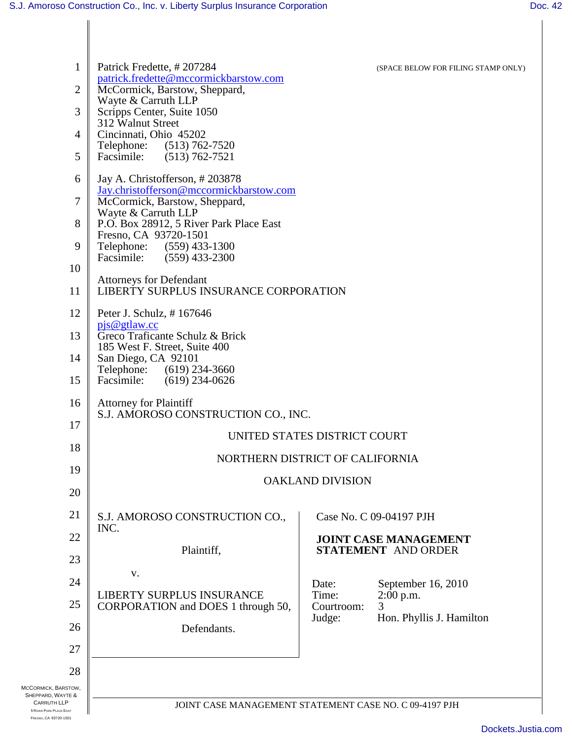Patrick Fredette, # 207284
patrick.fredette@mccormickbarstow.com
McCormick, Barstow, Sheppard,
Wayte & Carruth LLP
Scripps Center, Suite 1050
312 Walnut Street
Cincinnati, Ohio 45202
Telephone: (513) 762-7520
Facsimile: (513) 762-7521

(SPACE BELOW FOR FILING STAMP ONLY)

Jay A. Christofferson, # 203878
Jay.christofferson@mccormickbarstow.com
McCormick, Barstow, Sheppard,
Wayte & Carruth LLP
P.O. Box 28912, 5 River Park Place East
Fresno, CA 93720-1501
Telephone: (559) 433-1300
Facsimile: (559) 433-2300

Attorneys for Defendant
LIBERTY SURPLUS INSURANCE CORPORATION

Peter J. Schulz, # 167646
pjs@gtlaw.cc
Greco Traficante Schulz & Brick
185 West F. Street, Suite 400
San Diego, CA 92101
Telephone: (619) 234-3660
Facsimile: (619) 234-0626

Attorney for Plaintiff
S.J. AMOROSO CONSTRUCTION CO., INC.

UNITED STATES DISTRICT COURT

NORTHERN DISTRICT OF CALIFORNIA

OAKLAND DIVISION

S.J. AMOROSO CONSTRUCTION CO., INC.

Plaintiff,

v.

LIBERTY SURPLUS INSURANCE CORPORATION and DOES 1 through 50,

Defendants.

Case No. C 09-04197 PJH

**JOINT CASE MANAGEMENT STATEMENT** AND ORDER

Date: September 16, 2010
Time: 2:00 p.m.
Courtroom: 3
Judge: Hon. Phyllis J. Hamilton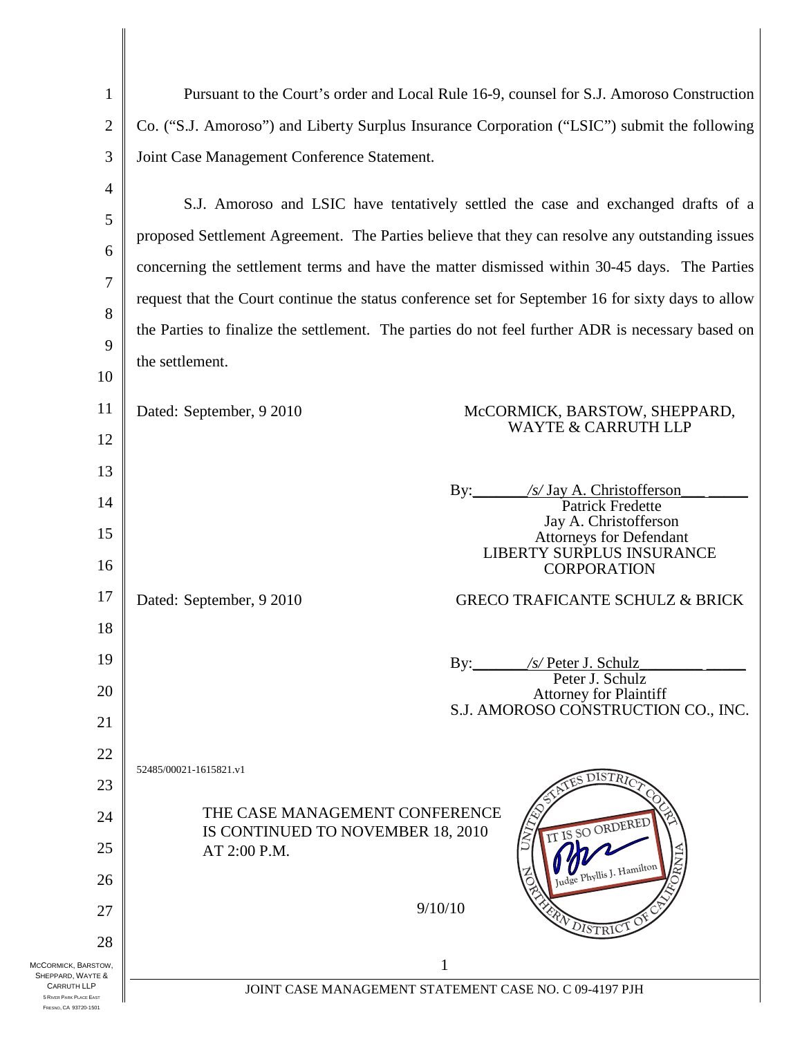Pursuant to the Court's order and Local Rule 16-9, counsel for S.J. Amoroso Construction Co. ("S.J. Amoroso") and Liberty Surplus Insurance Corporation ("LSIC") submit the following Joint Case Management Conference Statement.

S.J. Amoroso and LSIC have tentatively settled the case and exchanged drafts of a proposed Settlement Agreement. The Parties believe that they can resolve any outstanding issues concerning the settlement terms and have the matter dismissed within 30-45 days. The Parties request that the Court continue the status conference set for September 16 for sixty days to allow the Parties to finalize the settlement. The parties do not feel further ADR is necessary based on the settlement.

Dated: September, 9 2010

McCORMICK, BARSTOW, SHEPPARD, WAYTE & CARRUTH LLP

By: /s/ Jay A. Christofferson
Patrick Fredette
Jay A. Christofferson
Attorneys for Defendant
LIBERTY SURPLUS INSURANCE CORPORATION

Dated: September, 9 2010

GRECO TRAFICANTE SCHULZ & BRICK

By: /s/ Peter J. Schulz
Peter J. Schulz
Attorney for Plaintiff
S.J. AMOROSO CONSTRUCTION CO., INC.

52485/00021-1615821.v1

THE CASE MANAGEMENT CONFERENCE IS CONTINUED TO NOVEMBER 18, 2010 AT 2:00 P.M.

IT IS SO ORDERED
Judge Phyllis J. Hamilton
UNITED STATES DISTRICT COURT
NORTHERN DISTRICT OF CALIFORNIA

9/10/10

JOINT CASE MANAGEMENT STATEMENT CASE NO. C 09-4197 PJH